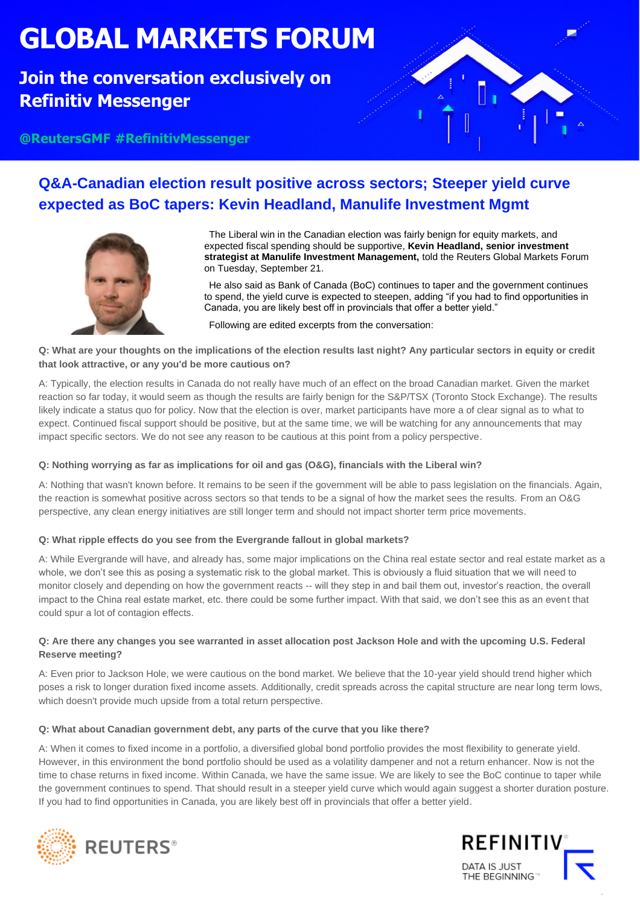# GLOBAL MARKETS FORUM

**Join the conversation exclusively on Refinitiv Messenger**

@ReutersGMF #RefinitivMessenger

## Q&A-Canadian election result positive across sectors; Steeper yield curve expected as BoC tapers: Kevin Headland, Manulife Investment Mgmt

The Liberal win in the Canadian election was fairly benign for equity markets, and expected fiscal spending should be supportive, **Kevin Headland, senior investment strategist at Manulife Investment Management,** told the Reuters Global Markets Forum on Tuesday, September 21.

He also said as Bank of Canada (BoC) continues to taper and the government continues to spend, the yield curve is expected to steepen, adding "if you had to find opportunities in Canada, you are likely best off in provincials that offer a better yield."

Following are edited excerpts from the conversation:

**Q: What are your thoughts on the implications of the election results last night? Any particular sectors in equity or credit that look attractive, or any you'd be more cautious on?**

A: Typically, the election results in Canada do not really have much of an effect on the broad Canadian market. Given the market reaction so far today, it would seem as though the results are fairly benign for the S&P/TSX (Toronto Stock Exchange). The results likely indicate a status quo for policy. Now that the election is over, market participants have more a of clear signal as to what to expect. Continued fiscal support should be positive, but at the same time, we will be watching for any announcements that may impact specific sectors. We do not see any reason to be cautious at this point from a policy perspective.

**Q: Nothing worrying as far as implications for oil and gas (O&G), financials with the Liberal win?**

A: Nothing that wasn't known before. It remains to be seen if the government will be able to pass legislation on the financials. Again, the reaction is somewhat positive across sectors so that tends to be a signal of how the market sees the results. From an O&G perspective, any clean energy initiatives are still longer term and should not impact shorter term price movements.

**Q: What ripple effects do you see from the Evergrande fallout in global markets?**

A: While Evergrande will have, and already has, some major implications on the China real estate sector and real estate market as a whole, we don't see this as posing a systematic risk to the global market. This is obviously a fluid situation that we will need to monitor closely and depending on how the government reacts -- will they step in and bail them out, investor's reaction, the overall impact to the China real estate market, etc. there could be some further impact. With that said, we don't see this as an event that could spur a lot of contagion effects.

**Q: Are there any changes you see warranted in asset allocation post Jackson Hole and with the upcoming U.S. Federal Reserve meeting?**

A: Even prior to Jackson Hole, we were cautious on the bond market. We believe that the 10-year yield should trend higher which poses a risk to longer duration fixed income assets. Additionally, credit spreads across the capital structure are near long term lows, which doesn't provide much upside from a total return perspective.

**Q: What about Canadian government debt, any parts of the curve that you like there?**

A: When it comes to fixed income in a portfolio, a diversified global bond portfolio provides the most flexibility to generate yield. However, in this environment the bond portfolio should be used as a volatility dampener and not a return enhancer. Now is not the time to chase returns in fixed income. Within Canada, we have the same issue. We are likely to see the BoC continue to taper while the government continues to spend. That should result in a steeper yield curve which would again suggest a shorter duration posture. If you had to find opportunities in Canada, you are likely best off in provincials that offer a better yield.

REUTERS®

REFINITIV® DATA IS JUST THE BEGINNING™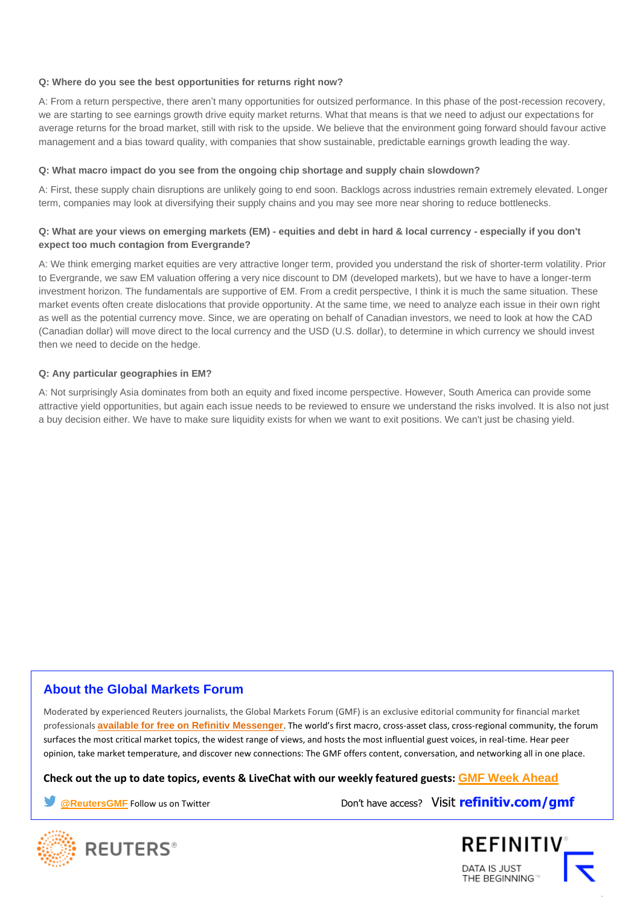**Q: Where do you see the best opportunities for returns right now?**

A: From a return perspective, there aren't many opportunities for outsized performance. In this phase of the post-recession recovery, we are starting to see earnings growth drive equity market returns. What that means is that we need to adjust our expectations for average returns for the broad market, still with risk to the upside. We believe that the environment going forward should favour active management and a bias toward quality, with companies that show sustainable, predictable earnings growth leading the way.

**Q: What macro impact do you see from the ongoing chip shortage and supply chain slowdown?**

A: First, these supply chain disruptions are unlikely going to end soon. Backlogs across industries remain extremely elevated. Longer term, companies may look at diversifying their supply chains and you may see more near shoring to reduce bottlenecks.

**Q: What are your views on emerging markets (EM) - equities and debt in hard & local currency - especially if you don't expect too much contagion from Evergrande?**

A: We think emerging market equities are very attractive longer term, provided you understand the risk of shorter-term volatility. Prior to Evergrande, we saw EM valuation offering a very nice discount to DM (developed markets), but we have to have a longer-term investment horizon. The fundamentals are supportive of EM. From a credit perspective, I think it is much the same situation. These market events often create dislocations that provide opportunity. At the same time, we need to analyze each issue in their own right as well as the potential currency move. Since, we are operating on behalf of Canadian investors, we need to look at how the CAD (Canadian dollar) will move direct to the local currency and the USD (U.S. dollar), to determine in which currency we should invest then we need to decide on the hedge.

**Q: Any particular geographies in EM?**

A: Not surprisingly Asia dominates from both an equity and fixed income perspective. However, South America can provide some attractive yield opportunities, but again each issue needs to be reviewed to ensure we understand the risks involved. It is also not just a buy decision either. We have to make sure liquidity exists for when we want to exit positions. We can't just be chasing yield.

## About the Global Markets Forum

Moderated by experienced Reuters journalists, the Global Markets Forum (GMF) is an exclusive editorial community for financial market professionals **available for free on Refinitiv Messenger**. The world's first macro, cross-asset class, cross-regional community, the forum surfaces the most critical market topics, the widest range of views, and hosts the most influential guest voices, in real-time. Hear peer opinion, take market temperature, and discover new connections: The GMF offers content, conversation, and networking all in one place.

**Check out the up to date topics, events & LiveChat with our weekly featured guests: GMF Week Ahead**

@ReutersGMF Follow us on Twitter

Don't have access? Visit **refinitiv.com/gmf**

REUTERS®

REFINITIV®
DATA IS JUST THE BEGINNING™